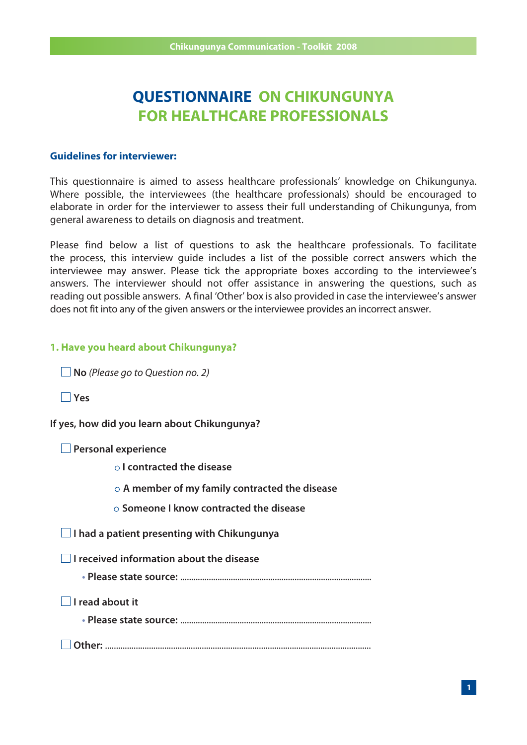# QUESTIONNAIRE ON CHIKUNGUNYA FOR HEALTHCARE PROFESSIONALS

### Guidelines for interviewer:

This questionnaire is aimed to assess healthcare professionals' knowledge on Chikungunya. Where possible, the interviewees (the healthcare professionals) should be encouraged to elaborate in order for the interviewer to assess their full understanding of Chikungunya, from general awareness to details on diagnosis and treatment.

Please find below a list of questions to ask the healthcare professionals. To facilitate the process, this interview guide includes a list of the possible correct answers which the interviewee may answer. Please tick the appropriate boxes according to the interviewee's answers. The interviewer should not offer assistance in answering the questions, such as reading out possible answers. A final 'Other' box is also provided in case the interviewee's answer does not fit into any of the given answers or the interviewee provides an incorrect answer.

### 1. Have you heard about Chikungunya?

- ☐ **No** *(Please go to Question no. 2)*
- ☐ **Yes**

**If yes, how did you learn about Chikungunya?**

- ☐ **Personal experience**
  - ○ **I contracted the disease**
  - ○ **A member of my family contracted the disease**
  - ○ **Someone I know contracted the disease**
- ☐ **I had a patient presenting with Chikungunya**
- ☐ **I received information about the disease**
  - **Please state source:** ..........................................................................................
- ☐ **I read about it**
  - **Please state source:** ..........................................................................................
- ☐ **Other:** ..........................................................................................................................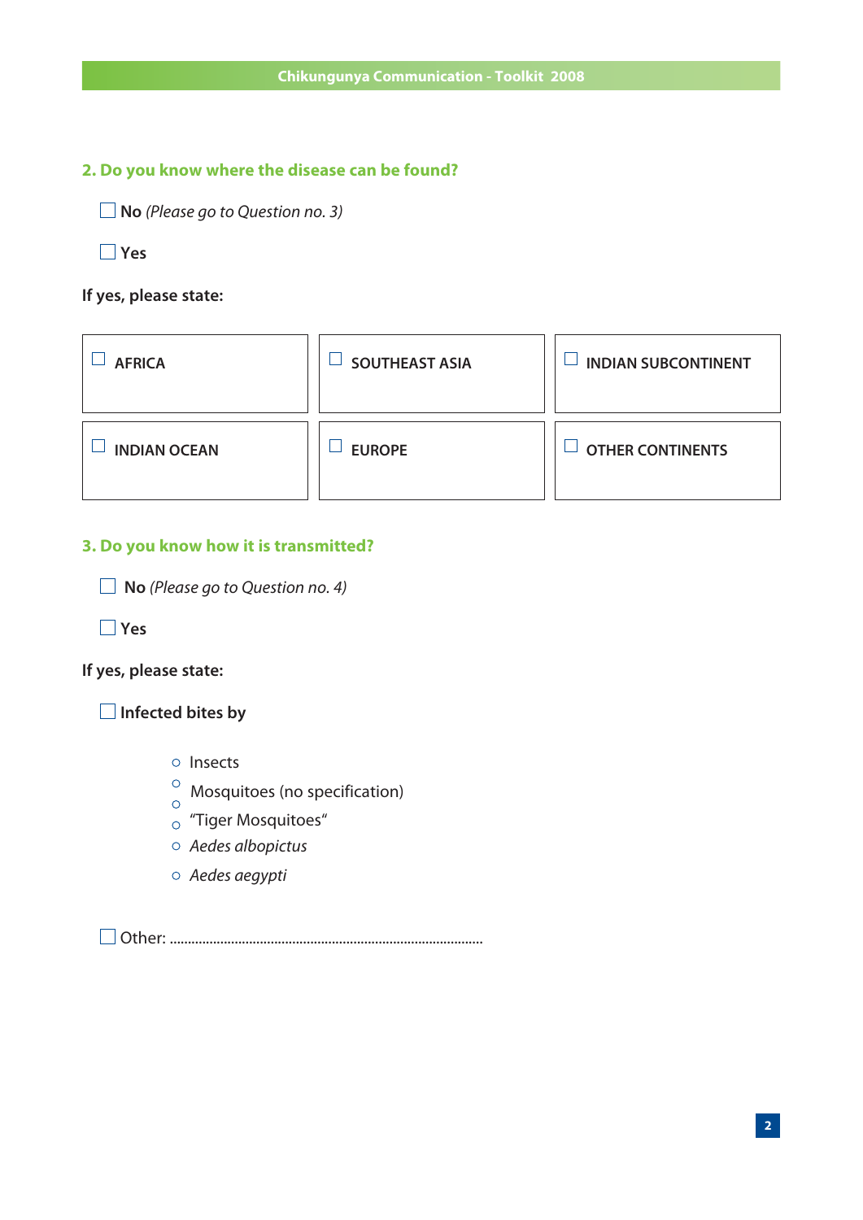## 2. Do you know where the disease can be found?

☐ **No** *(Please go to Question no. 3)*

☐ **Yes**

**If yes, please state:**

| | | |
|---|---|---|
| ☐ **AFRICA** | ☐ **SOUTHEAST ASIA** | ☐ **INDIAN SUBCONTINENT** |
| ☐ **INDIAN OCEAN** | ☐ **EUROPE** | ☐ **OTHER CONTINENTS** |

## 3. Do you know how it is transmitted?

☐ **No** *(Please go to Question no. 4)*

☐ **Yes**

**If yes, please state:**

☐ **Infected bites by**

- ○ Insects
- ○ Mosquitoes (no specification)
- ○
- ○ "Tiger Mosquitoes"
- ○ *Aedes albopictus*
- ○ *Aedes aegypti*

☐ Other: .....................................................................................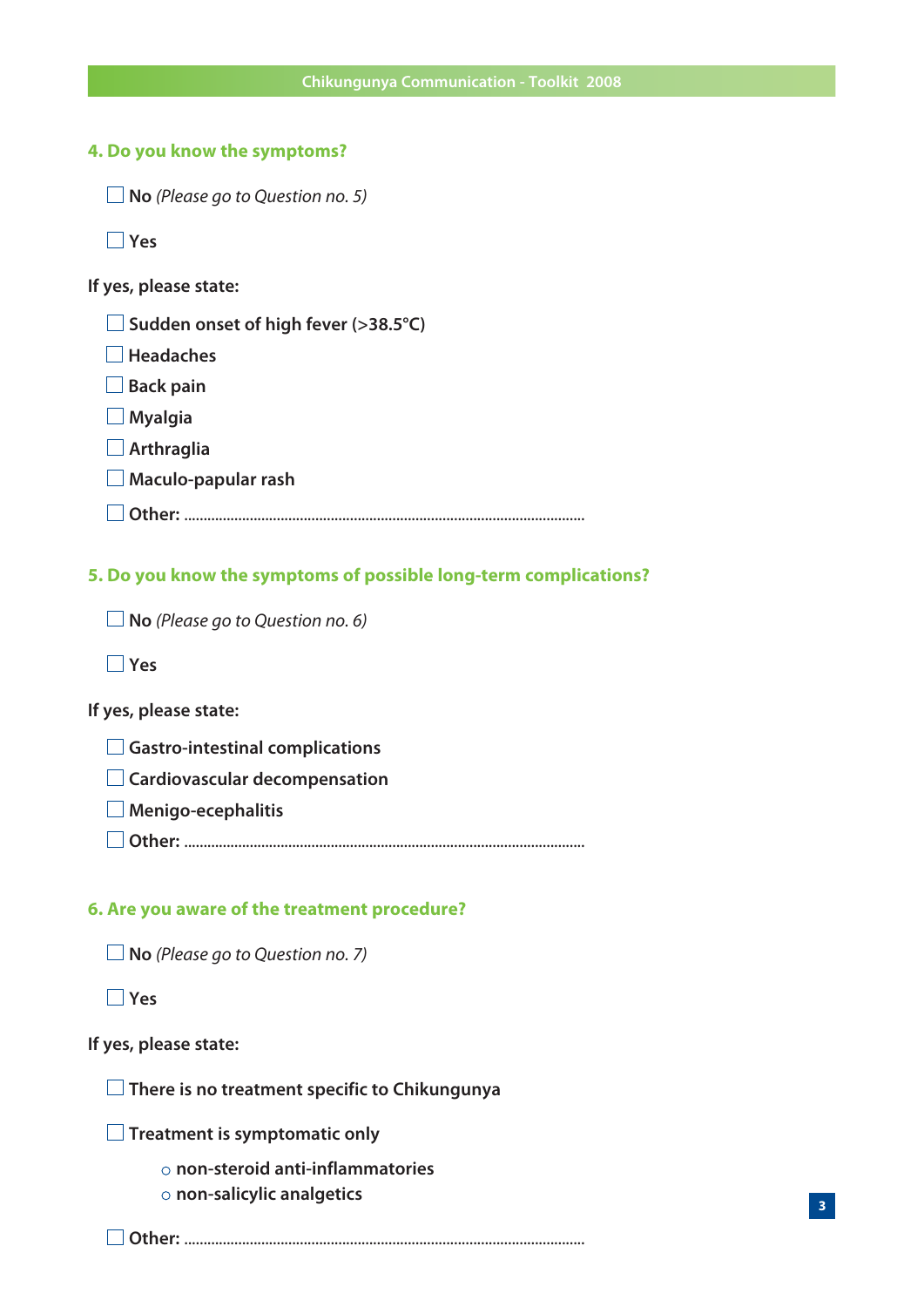### 4. Do you know the symptoms?

- ☐ **No** *(Please go to Question no. 5)*
- ☐ **Yes**

**If yes, please state:**

- ☐ Sudden onset of high fever (>38.5°C)
- ☐ Headaches
- ☐ Back pain
- ☐ Myalgia
- ☐ Arthraglia
- ☐ Maculo-papular rash
- ☐ Other: ..........................................................................................................

### 5. Do you know the symptoms of possible long-term complications?

- ☐ **No** *(Please go to Question no. 6)*
- ☐ **Yes**

**If yes, please state:**

- ☐ Gastro-intestinal complications
- ☐ Cardiovascular decompensation
- ☐ Menigo-ecephalitis
- ☐ Other: ..........................................................................................................

### 6. Are you aware of the treatment procedure?

- ☐ **No** *(Please go to Question no. 7)*
- ☐ **Yes**

**If yes, please state:**

- ☐ There is no treatment specific to Chikungunya
- ☐ Treatment is symptomatic only
  - non-steroid anti-inflammatories
  - non-salicylic analgetics
- ☐ Other: ..........................................................................................................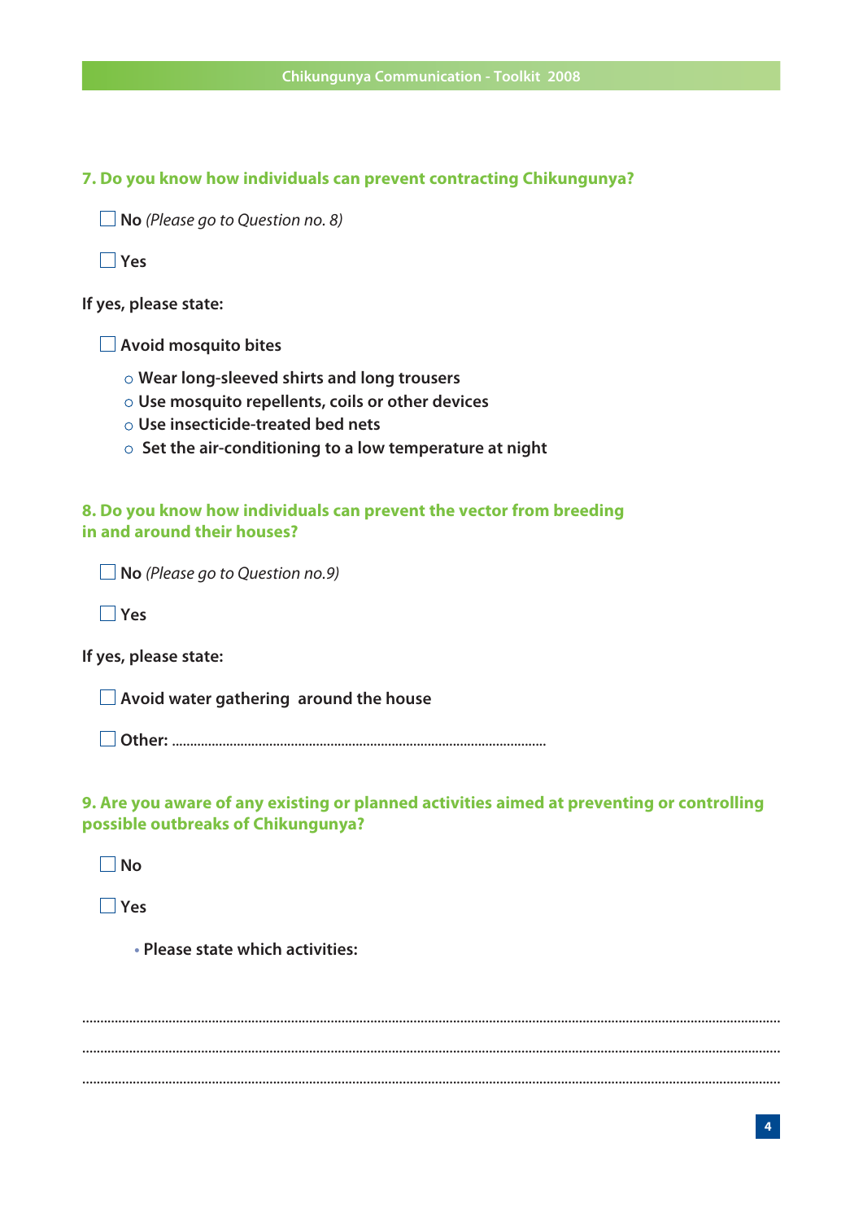### 7. Do you know how individuals can prevent contracting Chikungunya?

☐ **No** *(Please go to Question no. 8)*

☐ **Yes**

**If yes, please state:**

☐ **Avoid mosquito bites**

- Wear long-sleeved shirts and long trousers
- Use mosquito repellents, coils or other devices
- Use insecticide-treated bed nets
- Set the air-conditioning to a low temperature at night

### 8. Do you know how individuals can prevent the vector from breeding in and around their houses?

☐ **No** *(Please go to Question no.9)*

☐ **Yes**

**If yes, please state:**

☐ **Avoid water gathering around the house**

☐ **Other:** ........................................................................................................

### 9. Are you aware of any existing or planned activities aimed at preventing or controlling possible outbreaks of Chikungunya?

☐ **No**

☐ **Yes**

- **Please state which activities:**

..................................................................................................................................................................

..................................................................................................................................................................

..................................................................................................................................................................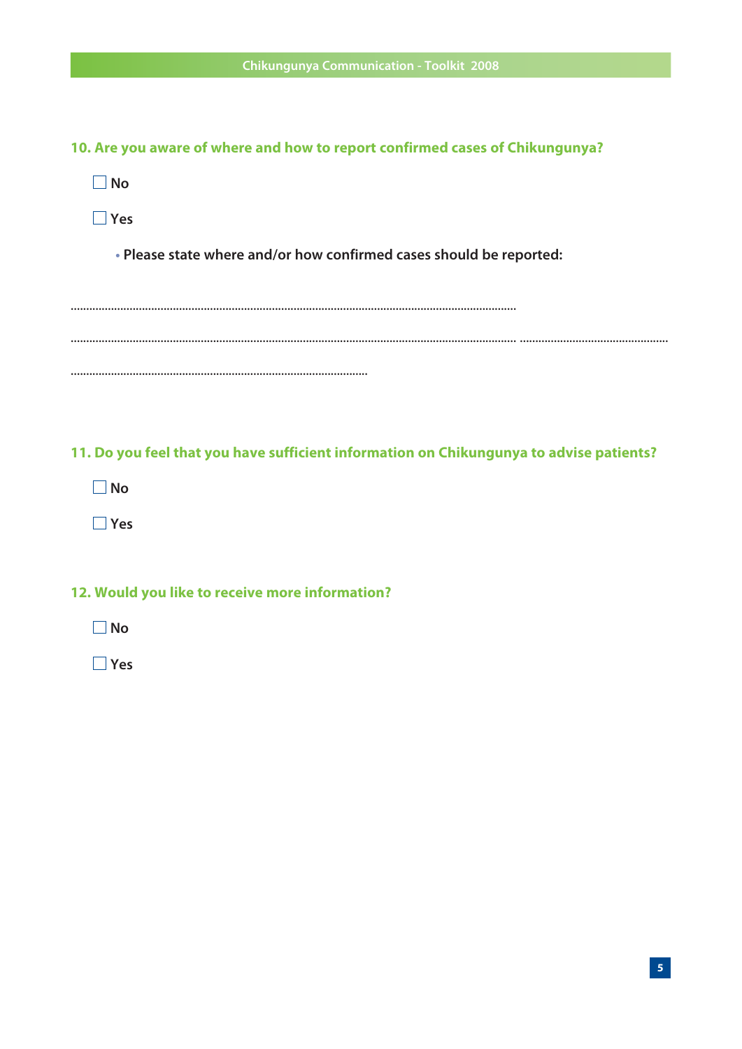**10. Are you aware of where and how to report confirmed cases of Chikungunya?**

☐ No

☐ Yes

- Please state where and/or how confirmed cases should be reported:

..............................................................................................................................................

.............................................................................................................................................. ...............................................

..............................................................................................

**11. Do you feel that you have sufficient information on Chikungunya to advise patients?**

☐ No

☐ Yes

**12. Would you like to receive more information?**

☐ No

☐ Yes